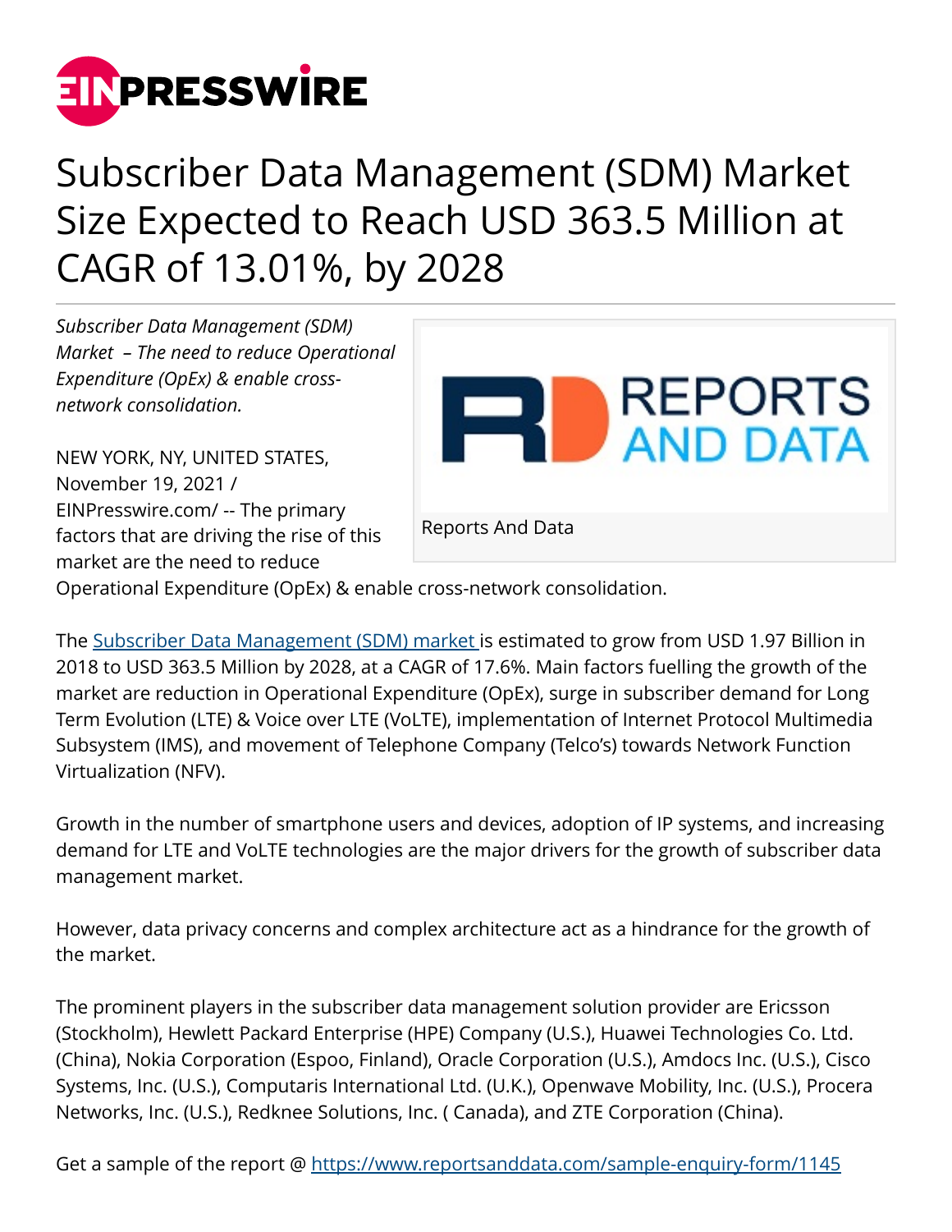# Subscriber Data Management (SDM) Market Size Expected to Reach USD 363.5 Million at CAGR of 13.01%, by 2028

*Subscriber Data Management (SDM) Market – The need to reduce Operational Expenditure (OpEx) & enable cross-network consolidation.*

Reports And Data

NEW YORK, NY, UNITED STATES, November 19, 2021 / EINPresswire.com/ -- The primary factors that are driving the rise of this market are the need to reduce Operational Expenditure (OpEx) & enable cross-network consolidation.

The [Subscriber Data Management (SDM) market](https://www.reportsanddata.com) is estimated to grow from USD 1.97 Billion in 2018 to USD 363.5 Million by 2028, at a CAGR of 17.6%. Main factors fuelling the growth of the market are reduction in Operational Expenditure (OpEx), surge in subscriber demand for Long Term Evolution (LTE) & Voice over LTE (VoLTE), implementation of Internet Protocol Multimedia Subsystem (IMS), and movement of Telephone Company (Telco's) towards Network Function Virtualization (NFV).

Growth in the number of smartphone users and devices, adoption of IP systems, and increasing demand for LTE and VoLTE technologies are the major drivers for the growth of subscriber data management market.

However, data privacy concerns and complex architecture act as a hindrance for the growth of the market.

The prominent players in the subscriber data management solution provider are Ericsson (Stockholm), Hewlett Packard Enterprise (HPE) Company (U.S.), Huawei Technologies Co. Ltd. (China), Nokia Corporation (Espoo, Finland), Oracle Corporation (U.S.), Amdocs Inc. (U.S.), Cisco Systems, Inc. (U.S.), Computaris International Ltd. (U.K.), Openwave Mobility, Inc. (U.S.), Procera Networks, Inc. (U.S.), Redknee Solutions, Inc. ( Canada), and ZTE Corporation (China).

Get a sample of the report @ [https://www.reportsanddata.com/sample-enquiry-form/1145](https://www.reportsanddata.com/sample-enquiry-form/1145)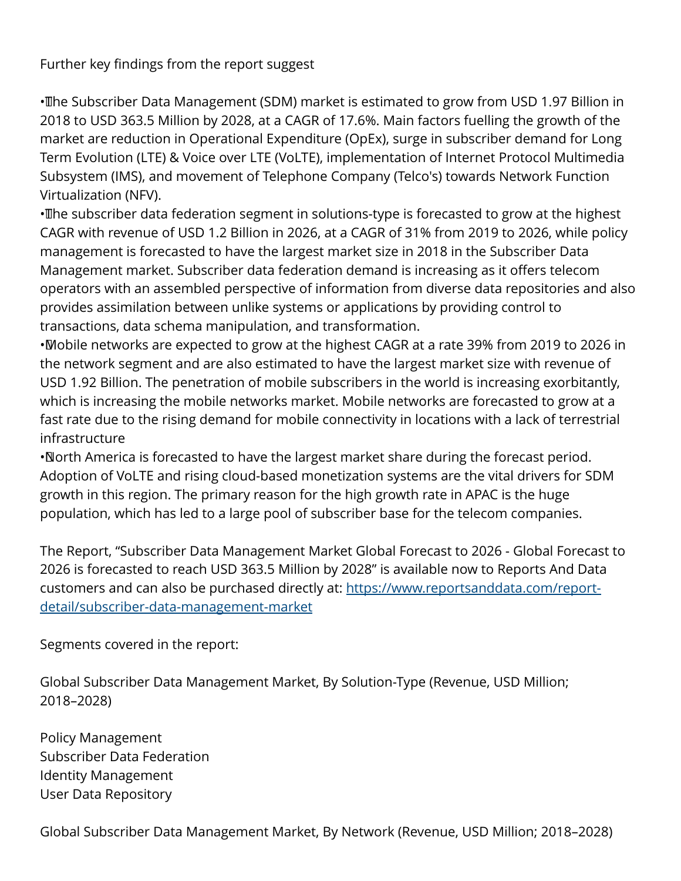Further key findings from the report suggest

- The Subscriber Data Management (SDM) market is estimated to grow from USD 1.97 Billion in 2018 to USD 363.5 Million by 2028, at a CAGR of 17.6%. Main factors fuelling the growth of the market are reduction in Operational Expenditure (OpEx), surge in subscriber demand for Long Term Evolution (LTE) & Voice over LTE (VoLTE), implementation of Internet Protocol Multimedia Subsystem (IMS), and movement of Telephone Company (Telco's) towards Network Function Virtualization (NFV).
- The subscriber data federation segment in solutions-type is forecasted to grow at the highest CAGR with revenue of USD 1.2 Billion in 2026, at a CAGR of 31% from 2019 to 2026, while policy management is forecasted to have the largest market size in 2018 in the Subscriber Data Management market. Subscriber data federation demand is increasing as it offers telecom operators with an assembled perspective of information from diverse data repositories and also provides assimilation between unlike systems or applications by providing control to transactions, data schema manipulation, and transformation.
- Mobile networks are expected to grow at the highest CAGR at a rate 39% from 2019 to 2026 in the network segment and are also estimated to have the largest market size with revenue of USD 1.92 Billion. The penetration of mobile subscribers in the world is increasing exorbitantly, which is increasing the mobile networks market. Mobile networks are forecasted to grow at a fast rate due to the rising demand for mobile connectivity in locations with a lack of terrestrial infrastructure
- North America is forecasted to have the largest market share during the forecast period. Adoption of VoLTE and rising cloud-based monetization systems are the vital drivers for SDM growth in this region. The primary reason for the high growth rate in APAC is the huge population, which has led to a large pool of subscriber base for the telecom companies.

The Report, "Subscriber Data Management Market Global Forecast to 2026 - Global Forecast to 2026 is forecasted to reach USD 363.5 Million by 2028" is available now to Reports And Data customers and can also be purchased directly at: [https://www.reportsanddata.com/report-detail/subscriber-data-management-market](https://www.reportsanddata.com/report-detail/subscriber-data-management-market)

Segments covered in the report:

Global Subscriber Data Management Market, By Solution-Type (Revenue, USD Million; 2018–2028)

Policy Management
Subscriber Data Federation
Identity Management
User Data Repository

Global Subscriber Data Management Market, By Network (Revenue, USD Million; 2018–2028)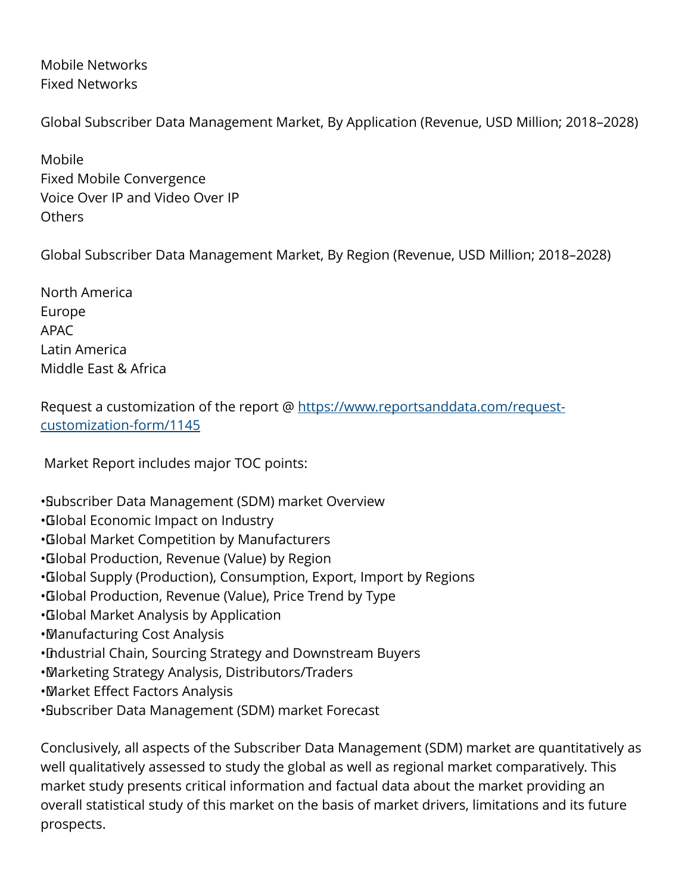Mobile Networks
Fixed Networks

Global Subscriber Data Management Market, By Application (Revenue, USD Million; 2018–2028)

Mobile
Fixed Mobile Convergence
Voice Over IP and Video Over IP
Others

Global Subscriber Data Management Market, By Region (Revenue, USD Million; 2018–2028)

North America
Europe
APAC
Latin America
Middle East & Africa

Request a customization of the report @ [https://www.reportsanddata.com/request-customization-form/1145](https://www.reportsanddata.com/request-customization-form/1145)

Market Report includes major TOC points:

- Subscriber Data Management (SDM) market Overview
- Global Economic Impact on Industry
- Global Market Competition by Manufacturers
- Global Production, Revenue (Value) by Region
- Global Supply (Production), Consumption, Export, Import by Regions
- Global Production, Revenue (Value), Price Trend by Type
- Global Market Analysis by Application
- Manufacturing Cost Analysis
- Industrial Chain, Sourcing Strategy and Downstream Buyers
- Marketing Strategy Analysis, Distributors/Traders
- Market Effect Factors Analysis
- Subscriber Data Management (SDM) market Forecast

Conclusively, all aspects of the Subscriber Data Management (SDM) market are quantitatively as well qualitatively assessed to study the global as well as regional market comparatively. This market study presents critical information and factual data about the market providing an overall statistical study of this market on the basis of market drivers, limitations and its future prospects.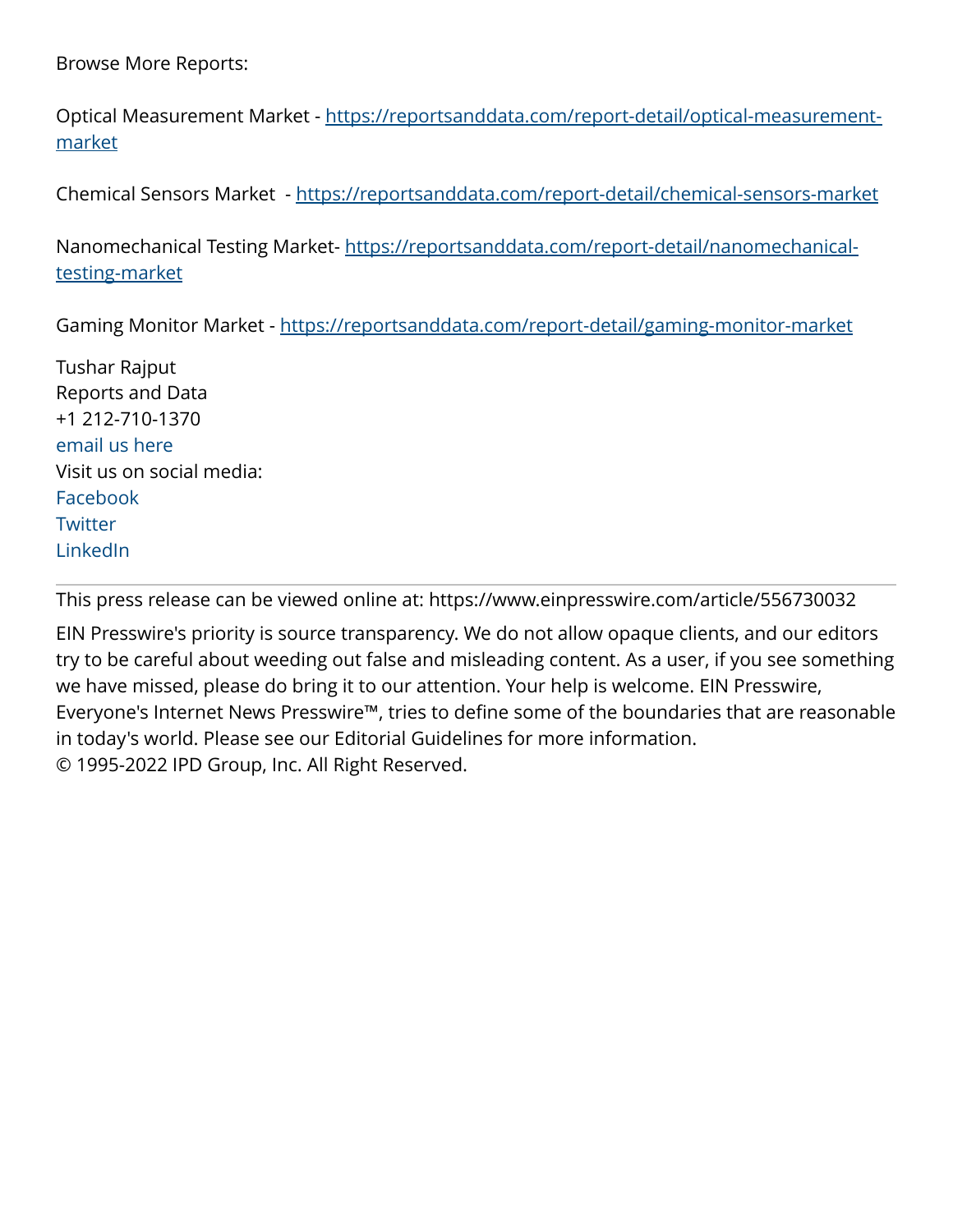Browse More Reports:

Optical Measurement Market - https://reportsanddata.com/report-detail/optical-measurement-market

Chemical Sensors Market - https://reportsanddata.com/report-detail/chemical-sensors-market

Nanomechanical Testing Market- https://reportsanddata.com/report-detail/nanomechanical-testing-market

Gaming Monitor Market - https://reportsanddata.com/report-detail/gaming-monitor-market

Tushar Rajput  
Reports and Data  
+1 212-710-1370  
email us here  
Visit us on social media:  
Facebook  
Twitter  
LinkedIn

---

This press release can be viewed online at: https://www.einpresswire.com/article/556730032

EIN Presswire's priority is source transparency. We do not allow opaque clients, and our editors try to be careful about weeding out false and misleading content. As a user, if you see something we have missed, please do bring it to our attention. Your help is welcome. EIN Presswire, Everyone's Internet News Presswire™, tries to define some of the boundaries that are reasonable in today's world. Please see our Editorial Guidelines for more information.  
© 1995-2022 IPD Group, Inc. All Right Reserved.